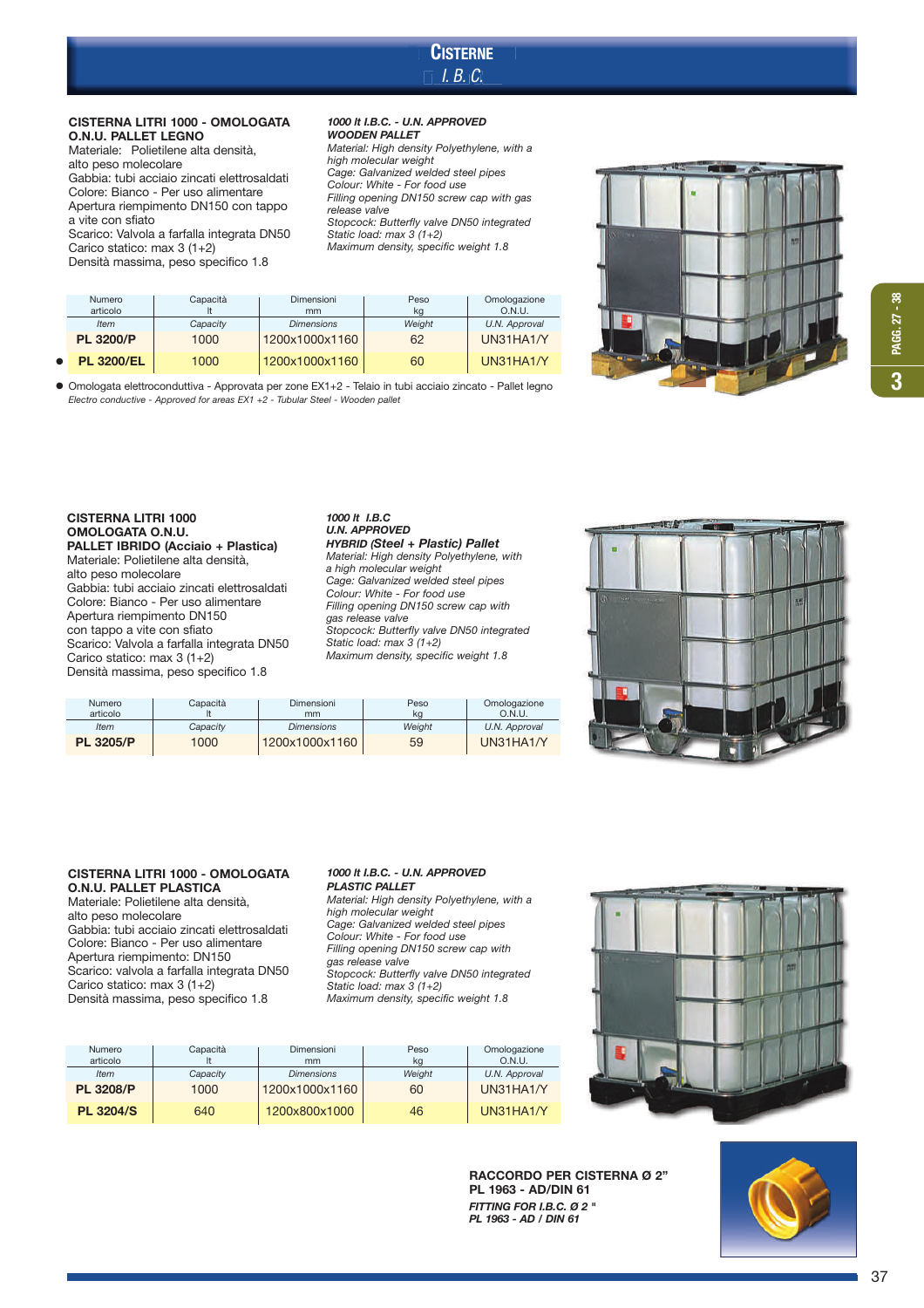# CISTERNE

## I. B. C.

**CISTERNA LITRI 1000 - OMOLOGATA O.N.U. PALLET LEGNO**
Materiale: Polietilene alta densità, alto peso molecolare
Gabbia: tubi acciaio zincati elettrosaldati
Colore: Bianco - Per uso alimentare
Apertura riempimento DN150 con tappo a vite con sfiato
Scarico: Valvola a farfalla integrata DN50
Carico statico: max 3 (1+2)
Densità massima, peso specifico 1.8

***1000 lt I.B.C. - U.N. APPROVED WOODEN PALLET***
*Material: High density Polyethylene, with a high molecular weight*
*Cage: Galvanized welded steel pipes*
*Colour: White - For food use*
*Filling opening DN150 screw cap with gas release valve*
*Stopcock: Butterfly valve DN50 integrated*
*Static load: max 3 (1+2)*
*Maximum density, specific weight 1.8*

| Numero articolo | Capacità lt | Dimensioni mm | Peso kg | Omologazione O.N.U. |
|---|---|---|---|---|
| *Item* | *Capacity* | *Dimensions* | *Weight* | *U.N. Approval* |
| **PL 3200/P** | 1000 | 1200x1000x1160 | 62 | UN31HA1/Y |
| ● **PL 3200/EL** | 1000 | 1200x1000x1160 | 60 | UN31HA1/Y |

● Omologata elettroconduttiva - Approvata per zone EX1+2 - Telaio in tubi acciaio zincato - Pallet legno
*Electro conductive - Approved for areas EX1 +2 - Tubular Steel - Wooden pallet*

**CISTERNA LITRI 1000 OMOLOGATA O.N.U. PALLET IBRIDO (Acciaio + Plastica)**
Materiale: Polietilene alta densità, alto peso molecolare
Gabbia: tubi acciaio zincati elettrosaldati
Colore: Bianco - Per uso alimentare
Apertura riempimento DN150 con tappo a vite con sfiato
Scarico: Valvola a farfalla integrata DN50
Carico statico: max 3 (1+2)
Densità massima, peso specifico 1.8

***1000 lt I.B.C U.N. APPROVED HYBRID (Steel + Plastic) Pallet***
*Material: High density Polyethylene, with a high molecular weight*
*Cage: Galvanized welded steel pipes*
*Colour: White - For food use*
*Filling opening DN150 screw cap with gas release valve*
*Stopcock: Butterfly valve DN50 integrated*
*Static load: max 3 (1+2)*
*Maximum density, specific weight 1.8*

| Numero articolo | Capacità lt | Dimensioni mm | Peso kg | Omologazione O.N.U. |
|---|---|---|---|---|
| *Item* | *Capacity* | *Dimensions* | *Weight* | *U.N. Approval* |
| **PL 3205/P** | 1000 | 1200x1000x1160 | 59 | UN31HA1/Y |

**CISTERNA LITRI 1000 - OMOLOGATA O.N.U. PALLET PLASTICA**
Materiale: Polietilene alta densità, alto peso molecolare
Gabbia: tubi acciaio zincati elettrosaldati
Colore: Bianco - Per uso alimentare
Apertura riempimento: DN150
Scarico: valvola a farfalla integrata DN50
Carico statico: max 3 (1+2)
Densità massima, peso specifico 1.8

***1000 lt I.B.C. - U.N. APPROVED PLASTIC PALLET***
*Material: High density Polyethylene, with a high molecular weight*
*Cage: Galvanized welded steel pipes*
*Colour: White - For food use*
*Filling opening DN150 screw cap with gas release valve*
*Stopcock: Butterfly valve DN50 integrated*
*Static load: max 3 (1+2)*
*Maximum density, specific weight 1.8*

| Numero articolo | Capacità lt | Dimensioni mm | Peso kg | Omologazione O.N.U. |
|---|---|---|---|---|
| *Item* | *Capacity* | *Dimensions* | *Weight* | *U.N. Approval* |
| **PL 3208/P** | 1000 | 1200x1000x1160 | 60 | UN31HA1/Y |
| **PL 3204/S** | 640 | 1200x800x1000 | 46 | UN31HA1/Y |

**RACCORDO PER CISTERNA Ø 2"**
**PL 1963 - AD/DIN 61**
***FITTING FOR I.B.C. Ø 2 "***
***PL 1963 - AD / DIN 61***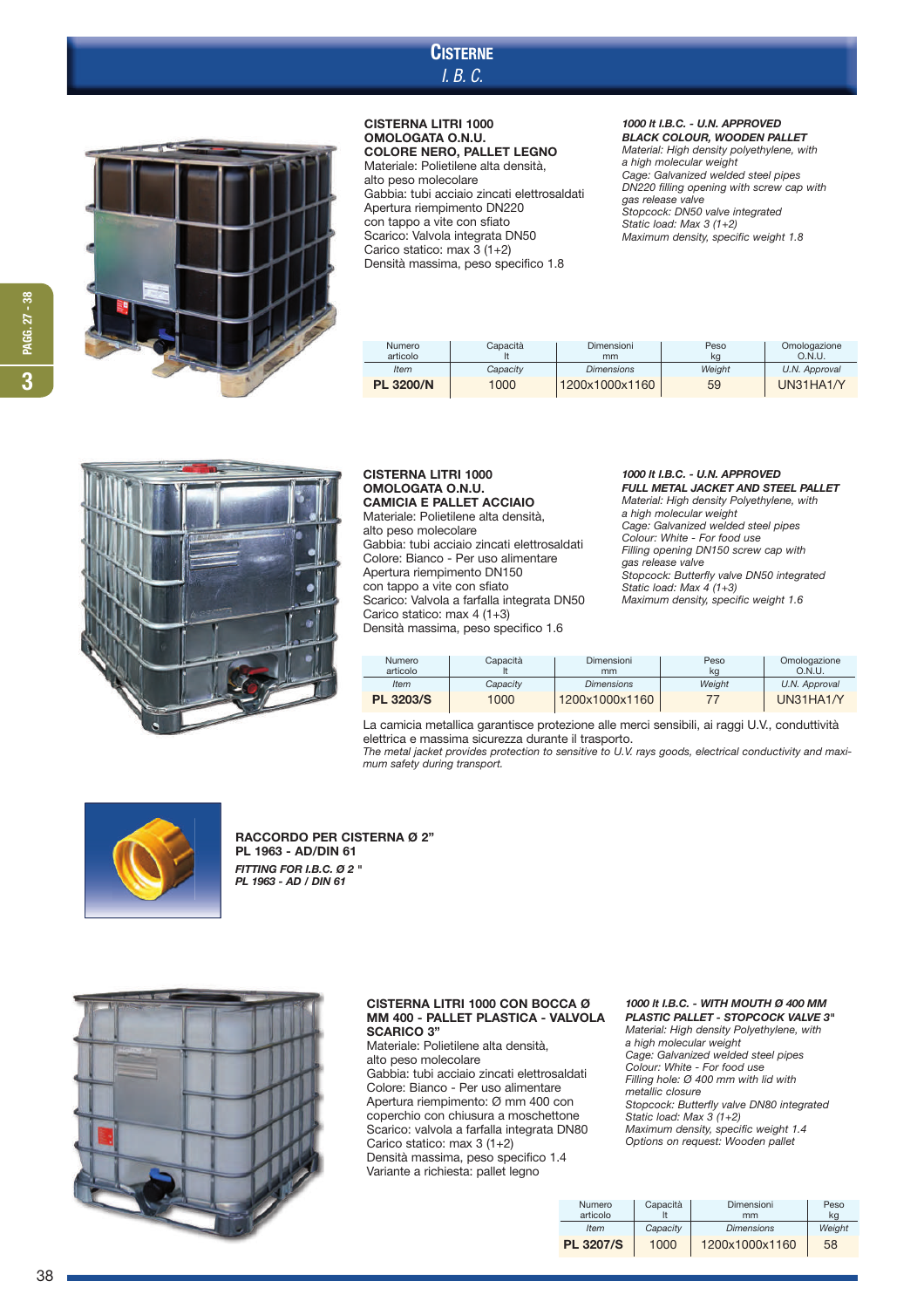# CISTERNE
*I. B. C.*

**CISTERNA LITRI 1000 OMOLOGATA O.N.U. COLORE NERO, PALLET LEGNO**
Materiale: Polietilene alta densità, alto peso molecolare
Gabbia: tubi acciaio zincati elettrosaldati
Apertura riempimento DN220 con tappo a vite con sfiato
Scarico: Valvola integrata DN50
Carico statico: max 3 (1+2)
Densità massima, peso specifico 1.8

***1000 lt I.B.C. - U.N. APPROVED BLACK COLOUR, WOODEN PALLET***
*Material: High density polyethylene, with a high molecular weight*
*Cage: Galvanized welded steel pipes*
*DN220 filling opening with screw cap with gas release valve*
*Stopcock: DN50 valve integrated*
*Static load: Max 3 (1+2)*
*Maximum density, specific weight 1.8*

| Numero articolo *Item* | Capacità lt *Capacity* | Dimensioni mm *Dimensions* | Peso kg *Weight* | Omologazione O.N.U. *U.N. Approval* |
|---|---|---|---|---|
| **PL 3200/N** | 1000 | 1200x1000x1160 | 59 | UN31HA1/Y |

**CISTERNA LITRI 1000 OMOLOGATA O.N.U. CAMICIA E PALLET ACCIAIO**
Materiale: Polietilene alta densità, alto peso molecolare
Gabbia: tubi acciaio zincati elettrosaldati
Colore: Bianco - Per uso alimentare
Apertura riempimento DN150 con tappo a vite con sfiato
Scarico: Valvola a farfalla integrata DN50
Carico statico: max 4 (1+3)
Densità massima, peso specifico 1.6

***1000 lt I.B.C. - U.N. APPROVED FULL METAL JACKET AND STEEL PALLET***
*Material: High density Polyethylene, with a high molecular weight*
*Cage: Galvanized welded steel pipes*
*Colour: White - For food use*
*Filling opening DN150 screw cap with gas release valve*
*Stopcock: Butterfly valve DN50 integrated*
*Static load: Max 4 (1+3)*
*Maximum density, specific weight 1.6*

| Numero articolo *Item* | Capacità lt *Capacity* | Dimensioni mm *Dimensions* | Peso kg *Weight* | Omologazione O.N.U. *U.N. Approval* |
|---|---|---|---|---|
| **PL 3203/S** | 1000 | 1200x1000x1160 | 77 | UN31HA1/Y |

La camicia metallica garantisce protezione alle merci sensibili, ai raggi U.V., conduttività elettrica e massima sicurezza durante il trasporto.
*The metal jacket provides protection to sensitive to U.V. rays goods, electrical conductivity and maximum safety during transport.*

**RACCORDO PER CISTERNA Ø 2"**
**PL 1963 - AD/DIN 61**
***FITTING FOR I.B.C. Ø 2 "***
***PL 1963 - AD / DIN 61***

**CISTERNA LITRI 1000 CON BOCCA Ø MM 400 - PALLET PLASTICA - VALVOLA SCARICO 3"**
Materiale: Polietilene alta densità, alto peso molecolare
Gabbia: tubi acciaio zincati elettrosaldati
Colore: Bianco - Per uso alimentare
Apertura riempimento: Ø mm 400 con coperchio con chiusura a moschettone
Scarico: valvola a farfalla integrata DN80
Carico statico: max 3 (1+2)
Densità massima, peso specifico 1.4
Variante a richiesta: pallet legno

***1000 lt I.B.C. - WITH MOUTH Ø 400 MM PLASTIC PALLET - STOPCOCK VALVE 3"***
*Material: High density Polyethylene, with a high molecular weight*
*Cage: Galvanized welded steel pipes*
*Colour: White - For food use*
*Filling hole: Ø mm 400 with lid with metallic closure*
*Stopcock: Butterfly valve DN80 integrated*
*Static load: Max 3 (1+2)*
*Maximum density, specific weight 1.4*
*Options on request: Wooden pallet*

| Numero articolo *Item* | Capacità lt *Capacity* | Dimensioni mm *Dimensions* | Peso kg *Weight* |
|---|---|---|---|
| **PL 3207/S** | 1000 | 1200x1000x1160 | 58 |